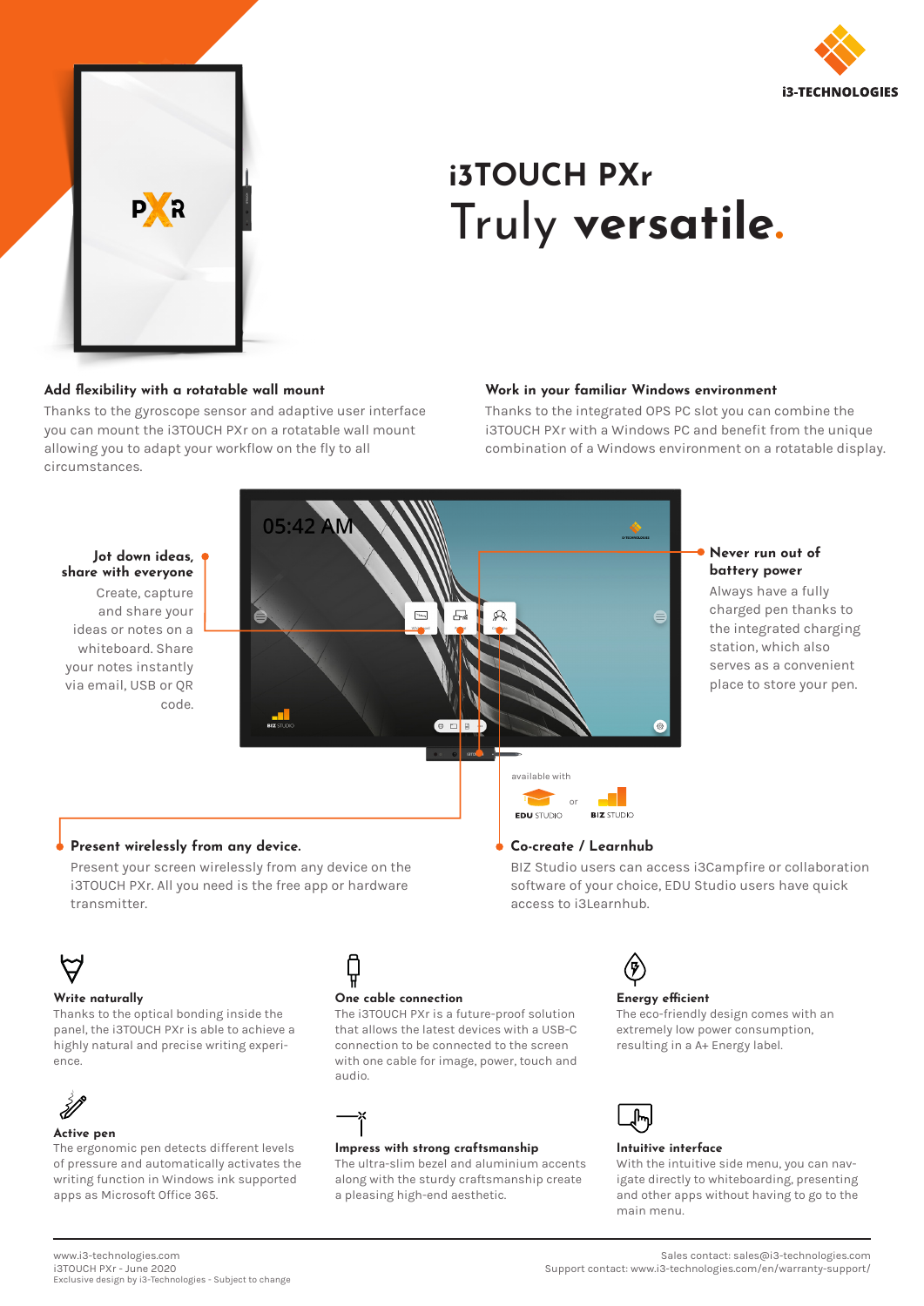i3-TECHNOLOGIES

# i3TOUCH PXr

## Truly **versatile.**

### Add flexibility with a rotatable wall mount

Thanks to the gyroscope sensor and adaptive user interface you can mount the i3TOUCH PXr on a rotatable wall mount allowing you to adapt your workflow on the fly to all circumstances.

### Work in your familiar Windows environment

Thanks to the integrated OPS PC slot you can combine the i3TOUCH PXr with a Windows PC and benefit from the unique combination of a Windows environment on a rotatable display.

### Jot down ideas, share with everyone

Create, capture and share your ideas or notes on a whiteboard. Share your notes instantly via email, USB or QR code.

### Never run out of battery power

Always have a fully charged pen thanks to the integrated charging station, which also serves as a convenient place to store your pen.

available with EDU STUDIO or BIZ STUDIO

### Present wirelessly from any device.

Present your screen wirelessly from any device on the i3TOUCH PXr. All you need is the free app or hardware transmitter.

### Co-create / Learnhub

BIZ Studio users can access i3Campfire or collaboration software of your choice, EDU Studio users have quick access to i3Learnhub.

### Write naturally

Thanks to the optical bonding inside the panel, the i3TOUCH PXr is able to achieve a highly natural and precise writing experience.

### One cable connection

The i3TOUCH PXr is a future-proof solution that allows the latest devices with a USB-C connection to be connected to the screen with one cable for image, power, touch and audio.

### Energy efficient

The eco-friendly design comes with an extremely low power consumption, resulting in a A+ Energy label.

### Active pen

The ergonomic pen detects different levels of pressure and automatically activates the writing function in Windows ink supported apps as Microsoft Office 365.

### Impress with strong craftsmanship

The ultra-slim bezel and aluminium accents along with the sturdy craftsmanship create a pleasing high-end aesthetic.

### Intuitive interface

With the intuitive side menu, you can navigate directly to whiteboarding, presenting and other apps without having to go to the main menu.

www.i3-technologies.com
i3TOUCH PXr - June 2020
Exclusive design by i3-Technologies - Subject to change

Sales contact: sales@i3-technologies.com
Support contact: www.i3-technologies.com/en/warranty-support/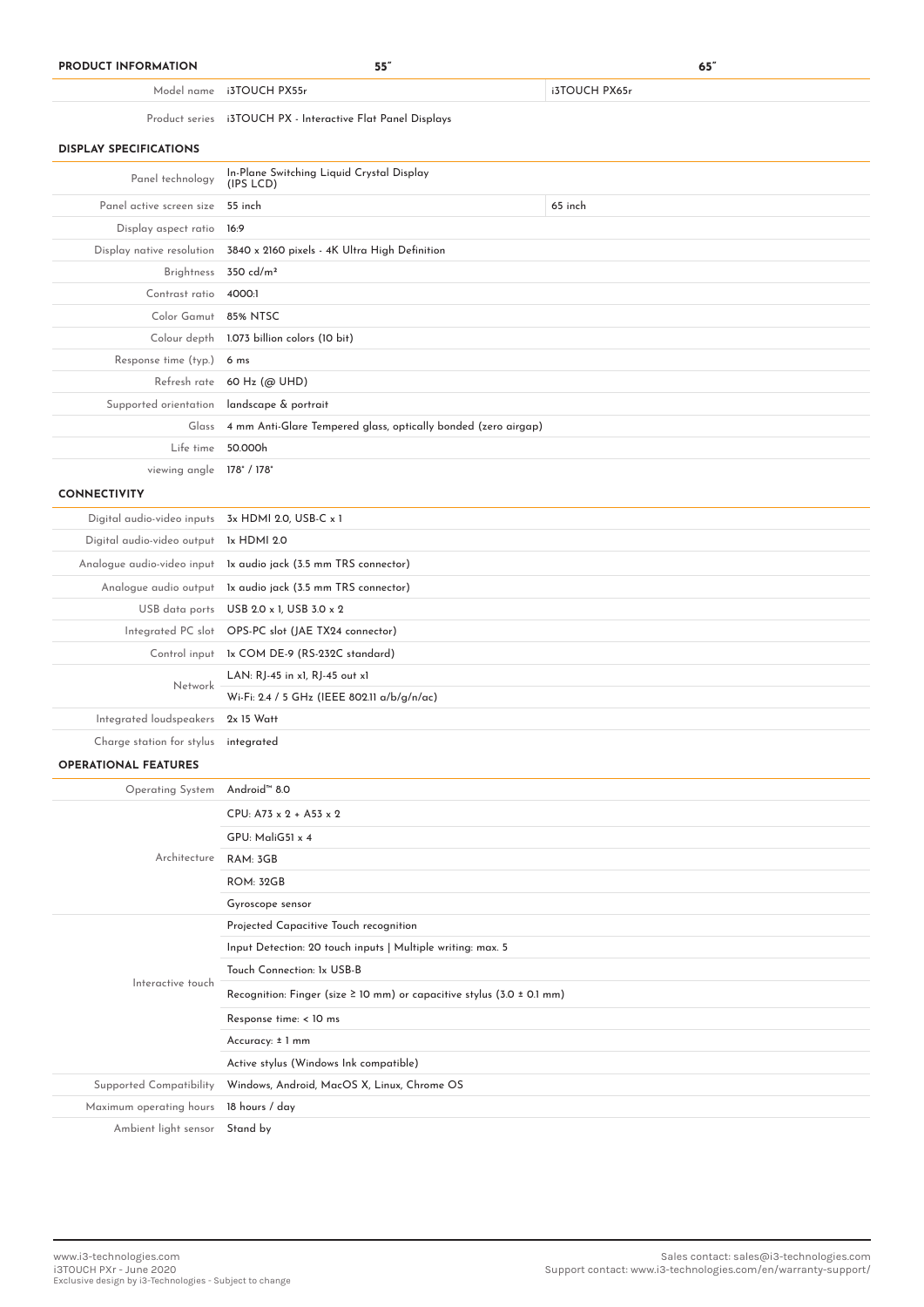| PRODUCT INFORMATION | 55" | 65" |
|---|---|---|
| Model name | i3TOUCH PX55r | i3TOUCH PX65r |
| Product series | i3TOUCH PX - Interactive Flat Panel Displays | |

| DISPLAY SPECIFICATIONS | | |
|---|---|---|
| Panel technology | In-Plane Switching Liquid Crystal Display (IPS LCD) | |
| Panel active screen size | 55 inch | 65 inch |
| Display aspect ratio | 16:9 | |
| Display native resolution | 3840 x 2160 pixels - 4K Ultra High Definition | |
| Brightness | 350 cd/m² | |
| Contrast ratio | 4000:1 | |
| Color Gamut | 85% NTSC | |
| Colour depth | 1.073 billion colors (10 bit) | |
| Response time (typ.) | 6 ms | |
| Refresh rate | 60 Hz (@ UHD) | |
| Supported orientation | landscape & portrait | |
| Glass | 4 mm Anti-Glare Tempered glass, optically bonded (zero airgap) | |
| Life time | 50.000h | |
| viewing angle | 178° / 178° | |

| CONNECTIVITY | |
|---|---|
| Digital audio-video inputs | 3x HDMI 2.0, USB-C x 1 |
| Digital audio-video output | 1x HDMI 2.0 |
| Analogue audio-video input | 1x audio jack (3.5 mm TRS connector) |
| Analogue audio output | 1x audio jack (3.5 mm TRS connector) |
| USB data ports | USB 2.0 x 1, USB 3.0 x 2 |
| Integrated PC slot | OPS-PC slot (JAE TX24 connector) |
| Control input | 1x COM DE-9 (RS-232C standard) |
| Network | LAN: RJ-45 in x1, RJ-45 out x1 |
| | Wi-Fi: 2.4 / 5 GHz (IEEE 802.11 a/b/g/n/ac) |
| Integrated loudspeakers | 2x 15 Watt |
| Charge station for stylus | integrated |

| OPERATIONAL FEATURES | |
|---|---|
| Operating System | Android™ 8.0 |
| Architecture | CPU: A73 x 2 + A53 x 2 |
| | GPU: MaliG51 x 4 |
| | RAM: 3GB |
| | ROM: 32GB |
| | Gyroscope sensor |
| Interactive touch | Projected Capacitive Touch recognition |
| | Input Detection: 20 touch inputs \| Multiple writing: max. 5 |
| | Touch Connection: 1x USB-B |
| | Recognition: Finger (size ≥ 10 mm) or capacitive stylus (3.0 ± 0.1 mm) |
| | Response time: < 10 ms |
| | Accuracy: ± 1 mm |
| | Active stylus (Windows Ink compatible) |
| Supported Compatibility | Windows, Android, MacOS X, Linux, Chrome OS |
| Maximum operating hours | 18 hours / day |
| Ambient light sensor | Stand by |

www.i3-technologies.com
i3TOUCH PXr - June 2020
Exclusive design by i3-Technologies - Subject to change

Sales contact: sales@i3-technologies.com
Support contact: www.i3-technologies.com/en/warranty-support/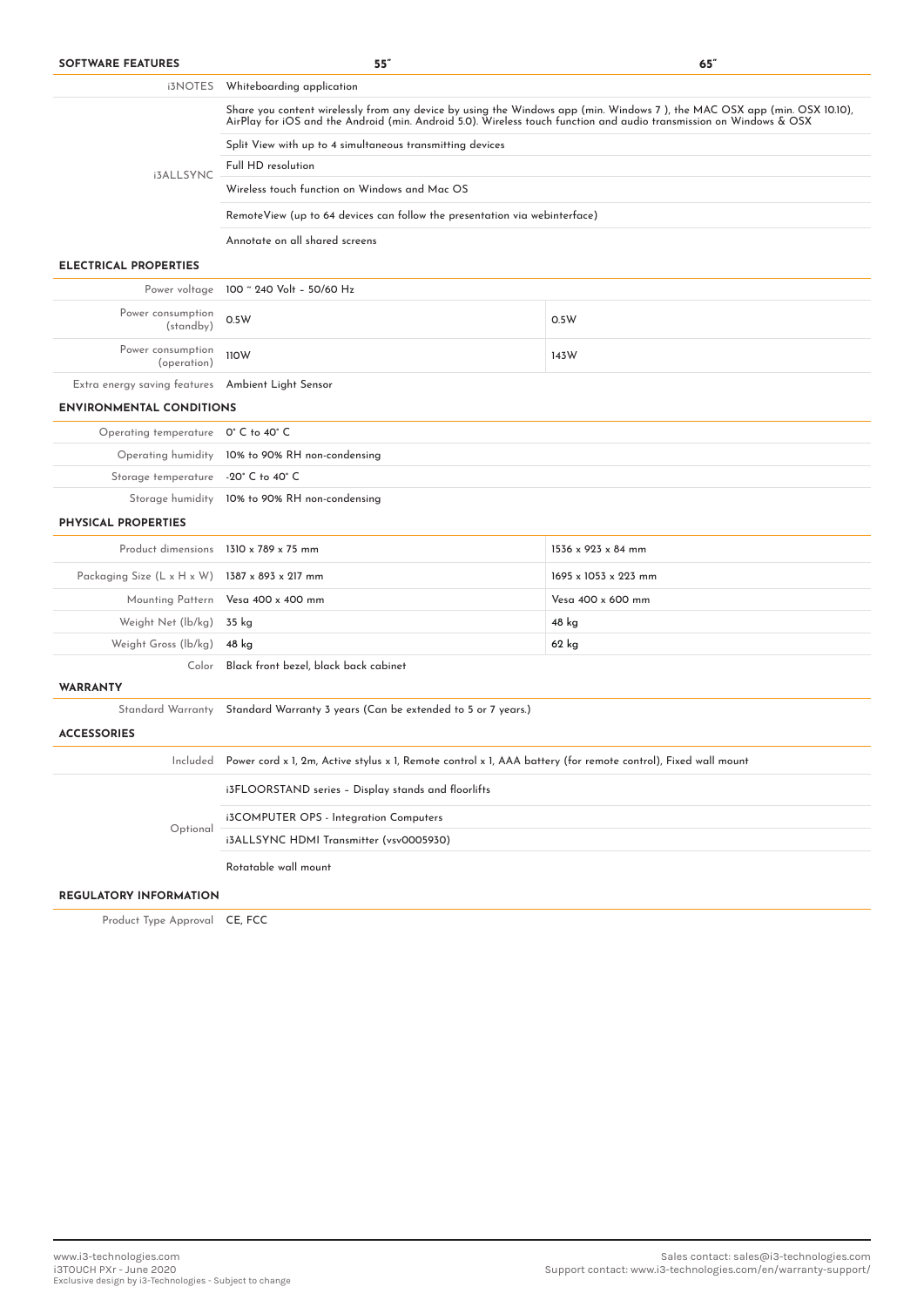| SOFTWARE FEATURES | 55″ | 65″ |
|---|---|---|
| i3NOTES | Whiteboarding application | |
| i3ALLSYNC | Share you content wirelessly from any device by using the Windows app (min. Windows 7 ), the MAC OSX app (min. OSX 10.10), AirPlay for iOS and the Android (min. Android 5.0). Wireless touch function and audio transmission on Windows & OSX | |
| | Split View with up to 4 simultaneous transmitting devices | |
| | Full HD resolution | |
| | Wireless touch function on Windows and Mac OS | |
| | RemoteView (up to 64 devices can follow the presentation via webinterface) | |
| | Annotate on all shared screens | |

**ELECTRICAL PROPERTIES**

| | | |
|---|---|---|
| Power voltage | 100 ~ 240 Volt – 50/60 Hz | |
| Power consumption (standby) | 0.5W | 0.5W |
| Power consumption (operation) | 110W | 143W |
| Extra energy saving features | Ambient Light Sensor | |

**ENVIRONMENTAL CONDITIONS**

| | |
|---|---|
| Operating temperature | 0° C to 40° C |
| Operating humidity | 10% to 90% RH non-condensing |
| Storage temperature | -20° C to 40° C |
| Storage humidity | 10% to 90% RH non-condensing |

**PHYSICAL PROPERTIES**

| | | |
|---|---|---|
| Product dimensions | 1310 x 789 x 75 mm | 1536 x 923 x 84 mm |
| Packaging Size (L x H x W) | 1387 x 893 x 217 mm | 1695 x 1053 x 223 mm |
| Mounting Pattern | Vesa 400 x 400 mm | Vesa 400 x 600 mm |
| Weight Net (lb/kg) | 35 kg | 48 kg |
| Weight Gross (lb/kg) | 48 kg | 62 kg |
| Color | Black front bezel, black back cabinet | |

**WARRANTY**

| | |
|---|---|
| Standard Warranty | Standard Warranty 3 years (Can be extended to 5 or 7 years.) |

**ACCESSORIES**

| | |
|---|---|
| Included | Power cord x 1, 2m, Active stylus x 1, Remote control x 1, AAA battery (for remote control), Fixed wall mount |
| Optional | i3FLOORSTAND series – Display stands and floorlifts |
| | i3COMPUTER OPS - Integration Computers |
| | i3ALLSYNC HDMI Transmitter (vsv0005930) |
| | Rotatable wall mount |

**REGULATORY INFORMATION**

| | |
|---|---|
| Product Type Approval | CE, FCC |

www.i3-technologies.com
i3TOUCH PXr - June 2020
Exclusive design by i3-Technologies - Subject to change

Sales contact: sales@i3-technologies.com
Support contact: www.i3-technologies.com/en/warranty-support/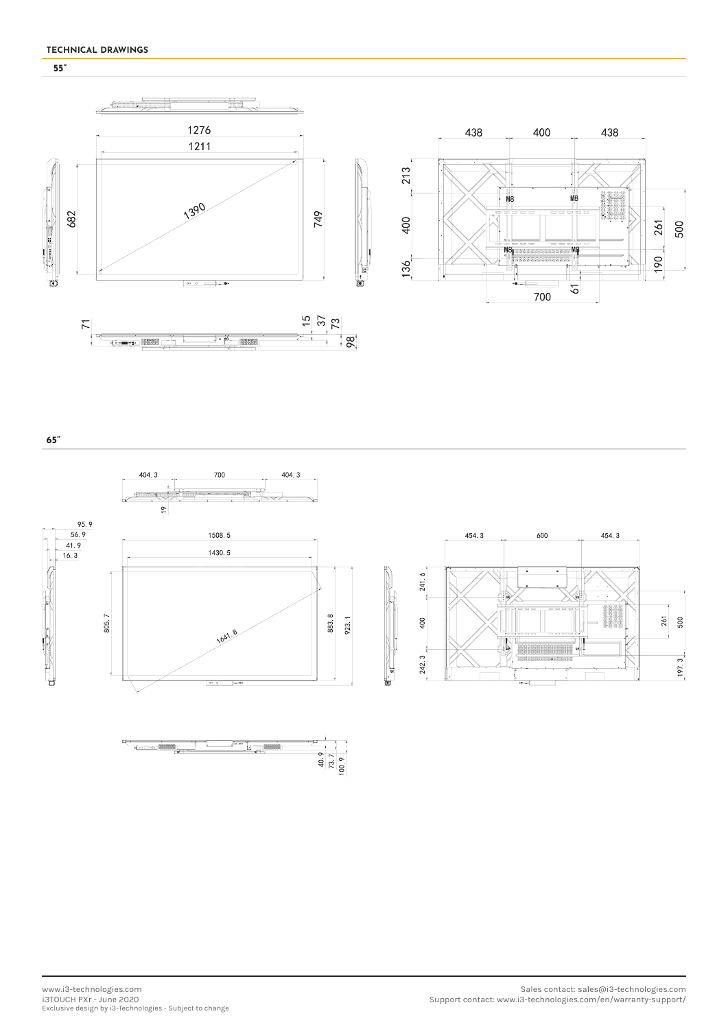## TECHNICAL DRAWINGS

### 55"

1276
1211
1390
682
749
438
400
438
213
400
136
261
500
190
61
700
M8
M8
M8
M8
71
15
37
73
98

### 65"

404. 3
700
404. 3
19
95. 9
56. 9
41. 9
16. 3
1508. 5
1430. 5
805. 7
1641. 8
883. 8
923. 1
454. 3
600
454. 3
241. 6
400
242. 3
261
500
197. 3
40. 9
73. 7
100. 9

www.i3-technologies.com
i3TOUCH PXr - June 2020
Exclusive design by i3-Technologies - Subject to change

Sales contact: sales@i3-technologies.com
Support contact: www.i3-technologies.com/en/warranty-support/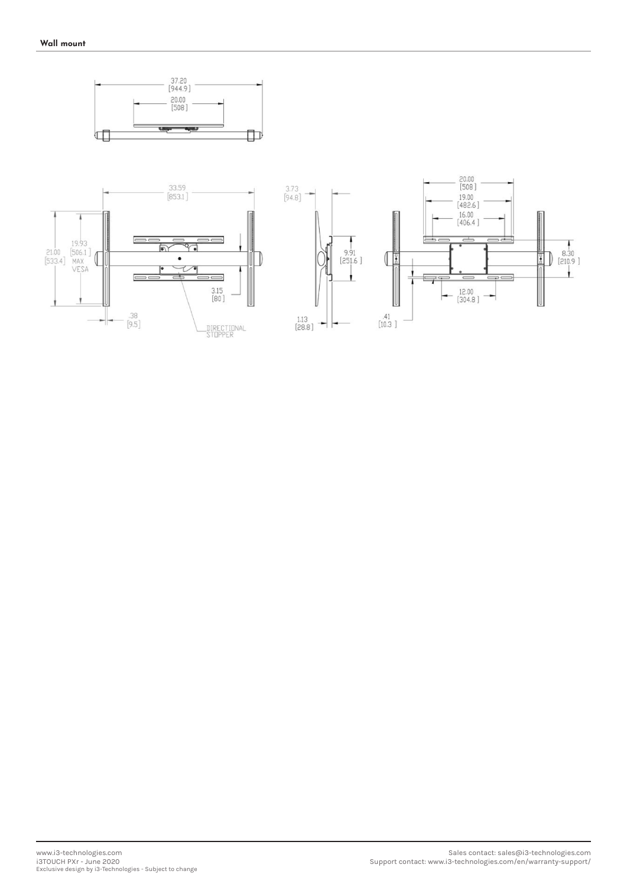**Wall mount**

37.20
[944.9]
20.00
[508]

33.59
[853.1]
21.00
[533.4]
19.93
[506.1]
MAX
VESA
3.15
[80]
.38
[9.5]
DIRECTIONAL
STOPPER

3.73
[94.8]
9.91
[251.6]
1.13
[28.8]

20.00
[508]
19.00
[482.6]
16.00
[406.4]
8.30
[210.9]
12.00
[304.8]
.41
[10.3]